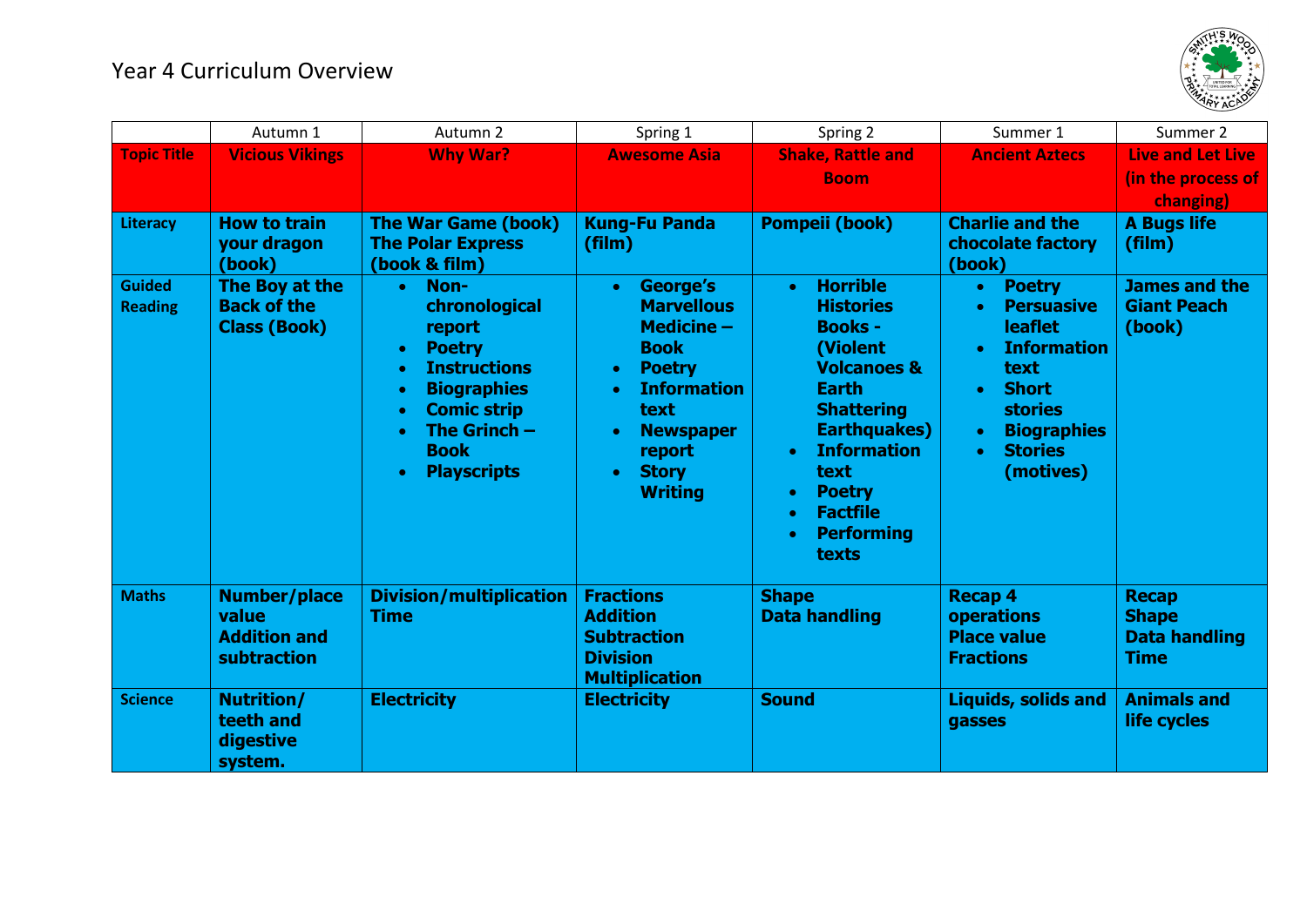# Year 4 Curriculum Overview

| | Autumn 1 | Autumn 2 | Spring 1 | Spring 2 | Summer 1 | Summer 2 |
|---|---|---|---|---|---|---|
| **Topic Title** | **Vicious Vikings** | **Why War?** | **Awesome Asia** | **Shake, Rattle and Boom** | **Ancient Aztecs** | **Live and Let Live (in the process of changing)** |
| **Literacy** | **How to train your dragon (book)** | **The War Game (book)**<br>**The Polar Express (book & film)** | **Kung-Fu Panda (film)** | **Pompeii (book)** | **Charlie and the chocolate factory (book)** | **A Bugs life (film)** |
| **Guided Reading** | **The Boy at the Back of the Class (Book)** | • **Non-chronological report**<br>• **Poetry**<br>• **Instructions**<br>• **Biographies**<br>• **Comic strip**<br>• **The Grinch – Book**<br>• **Playscripts** | • **George's Marvellous Medicine – Book**<br>• **Poetry**<br>• **Information text**<br>• **Newspaper report**<br>• **Story Writing** | • **Horrible Histories Books - (Violent Volcanoes & Earth Shattering Earthquakes)**<br>• **Information text**<br>• **Poetry**<br>• **Factfile**<br>• **Performing texts** | • **Poetry**<br>• **Persuasive leaflet**<br>• **Information text**<br>• **Short stories**<br>• **Biographies**<br>• **Stories (motives)** | **James and the Giant Peach (book)** |
| **Maths** | **Number/place value**<br>**Addition and subtraction** | **Division/multiplication**<br>**Time** | **Fractions**<br>**Addition**<br>**Subtraction**<br>**Division**<br>**Multiplication** | **Shape**<br>**Data handling** | **Recap 4 operations**<br>**Place value**<br>**Fractions** | **Recap**<br>**Shape**<br>**Data handling**<br>**Time** |
| **Science** | **Nutrition/ teeth and digestive system.** | **Electricity** | **Electricity** | **Sound** | **Liquids, solids and gasses** | **Animals and life cycles** |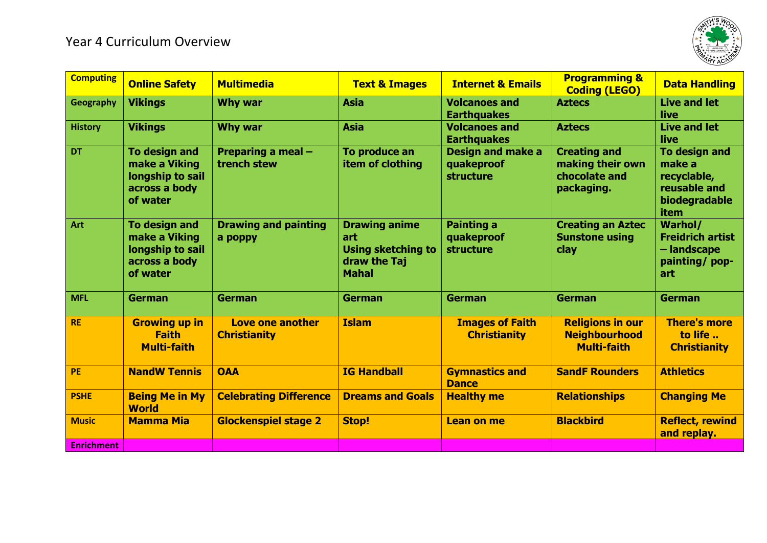# Year 4 Curriculum Overview

| Computing | Online Safety | Multimedia | Text & Images | Internet & Emails | Programming & Coding (LEGO) | Data Handling |
|---|---|---|---|---|---|---|
| Geography | Vikings | Why war | Asia | Volcanoes and Earthquakes | Aztecs | Live and let live |
| History | Vikings | Why war | Asia | Volcanoes and Earthquakes | Aztecs | Live and let live |
| DT | To design and make a Viking longship to sail across a body of water | Preparing a meal – trench stew | To produce an item of clothing | Design and make a quakeproof structure | Creating and making their own chocolate and packaging. | To design and make a recyclable, reusable and biodegradable item |
| Art | To design and make a Viking longship to sail across a body of water | Drawing and painting a poppy | Drawing anime art<br>Using sketching to draw the Taj Mahal | Painting a quakeproof structure | Creating an Aztec Sunstone using clay | Warhol/ Freidrich artist – landscape painting/ pop-art |
| MFL | German | German | German | German | German | German |
| RE | Growing up in Faith<br>Multi-faith | Love one another Christianity | Islam | Images of Faith Christianity | Religions in our Neighbourhood Multi-faith | There's more to life ..<br>Christianity |
| PE | NandW Tennis | OAA | IG Handball | Gymnastics and Dance | SandF Rounders | Athletics |
| PSHE | Being Me in My World | Celebrating Difference | Dreams and Goals | Healthy me | Relationships | Changing Me |
| Music | Mamma Mia | Glockenspiel stage 2 | Stop! | Lean on me | Blackbird | Reflect, rewind and replay. |
| Enrichment | | | | | | |